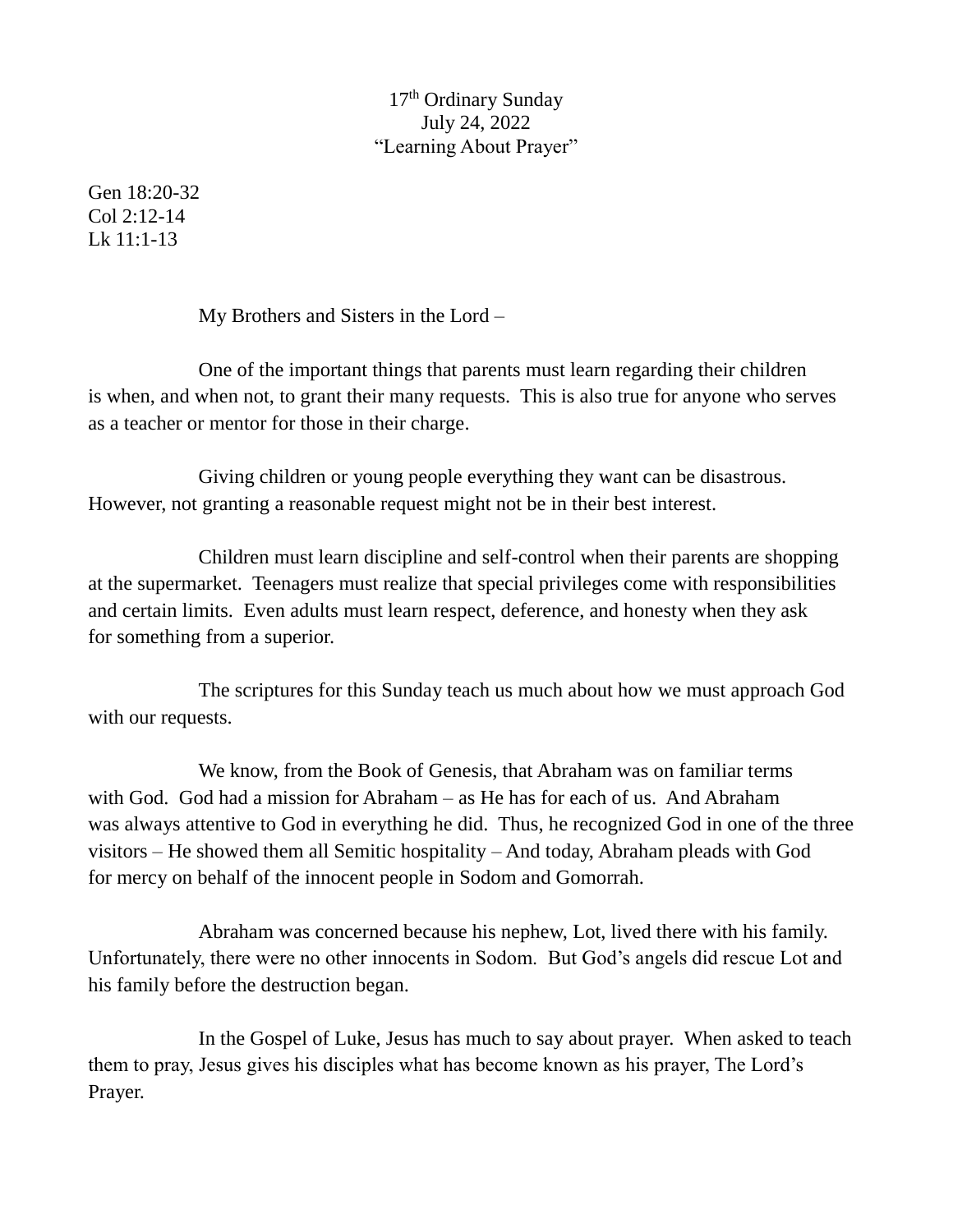17th Ordinary Sunday
July 24, 2022
"Learning About Prayer"

Gen 18:20-32
Col 2:12-14
Lk 11:1-13

My Brothers and Sisters in the Lord –

One of the important things that parents must learn regarding their children is when, and when not, to grant their many requests. This is also true for anyone who serves as a teacher or mentor for those in their charge.

Giving children or young people everything they want can be disastrous. However, not granting a reasonable request might not be in their best interest.

Children must learn discipline and self-control when their parents are shopping at the supermarket. Teenagers must realize that special privileges come with responsibilities and certain limits. Even adults must learn respect, deference, and honesty when they ask for something from a superior.

The scriptures for this Sunday teach us much about how we must approach God with our requests.

We know, from the Book of Genesis, that Abraham was on familiar terms with God. God had a mission for Abraham – as He has for each of us. And Abraham was always attentive to God in everything he did. Thus, he recognized God in one of the three visitors – He showed them all Semitic hospitality – And today, Abraham pleads with God for mercy on behalf of the innocent people in Sodom and Gomorrah.

Abraham was concerned because his nephew, Lot, lived there with his family. Unfortunately, there were no other innocents in Sodom. But God's angels did rescue Lot and his family before the destruction began.

In the Gospel of Luke, Jesus has much to say about prayer. When asked to teach them to pray, Jesus gives his disciples what has become known as his prayer, The Lord's Prayer.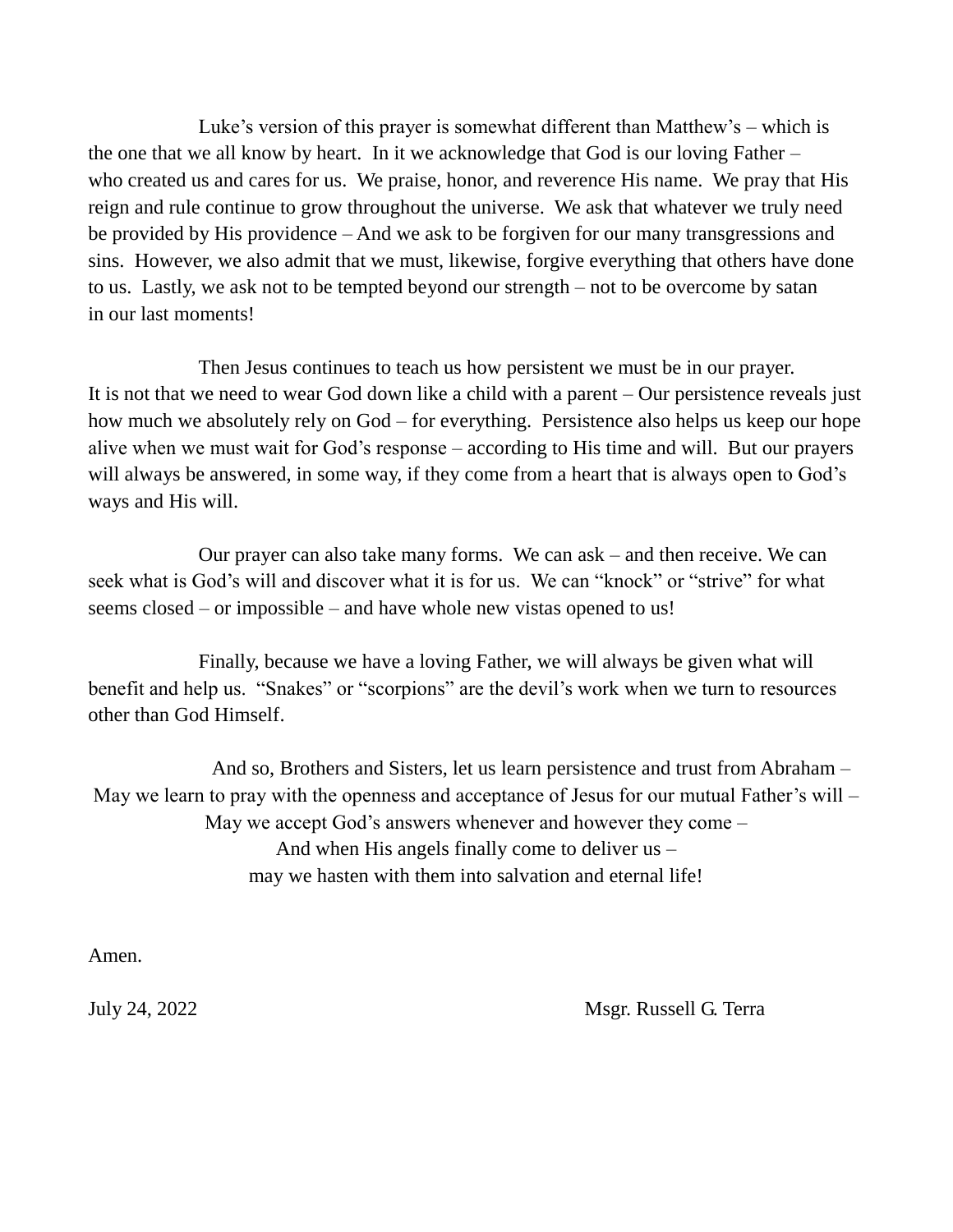Luke's version of this prayer is somewhat different than Matthew's – which is the one that we all know by heart. In it we acknowledge that God is our loving Father – who created us and cares for us. We praise, honor, and reverence His name. We pray that His reign and rule continue to grow throughout the universe. We ask that whatever we truly need be provided by His providence – And we ask to be forgiven for our many transgressions and sins. However, we also admit that we must, likewise, forgive everything that others have done to us. Lastly, we ask not to be tempted beyond our strength – not to be overcome by satan in our last moments!

Then Jesus continues to teach us how persistent we must be in our prayer. It is not that we need to wear God down like a child with a parent – Our persistence reveals just how much we absolutely rely on God – for everything. Persistence also helps us keep our hope alive when we must wait for God's response – according to His time and will. But our prayers will always be answered, in some way, if they come from a heart that is always open to God's ways and His will.

Our prayer can also take many forms. We can ask – and then receive. We can seek what is God's will and discover what it is for us. We can "knock" or "strive" for what seems closed – or impossible – and have whole new vistas opened to us!

Finally, because we have a loving Father, we will always be given what will benefit and help us. "Snakes" or "scorpions" are the devil's work when we turn to resources other than God Himself.

And so, Brothers and Sisters, let us learn persistence and trust from Abraham –
May we learn to pray with the openness and acceptance of Jesus for our mutual Father's will –
May we accept God's answers whenever and however they come –
And when His angels finally come to deliver us –
may we hasten with them into salvation and eternal life!

Amen.

July 24, 2022 Msgr. Russell G. Terra